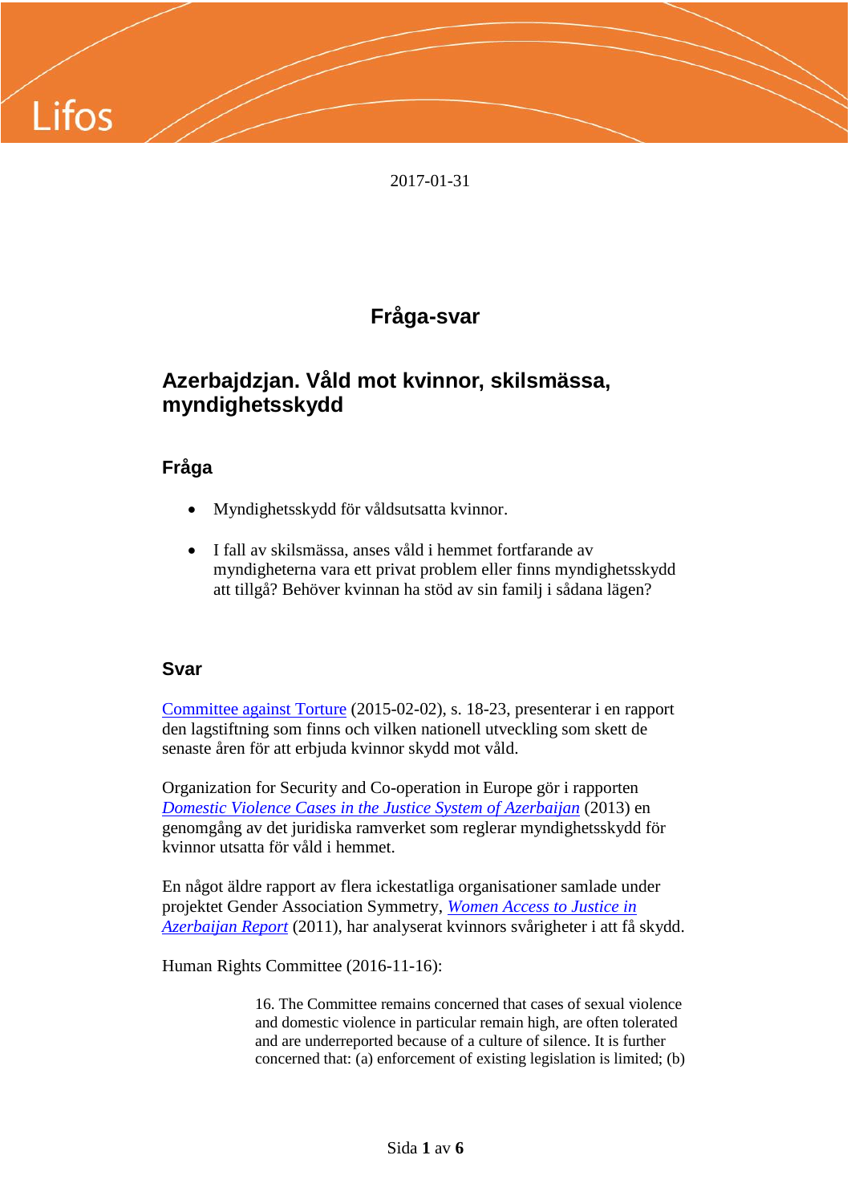2017-01-31

# Fråga-svar

## Azerbajdzjan. Våld mot kvinnor, skilsmässa, myndighetsskydd

### Fråga

- Myndighetsskydd för våldsutsatta kvinnor.
- I fall av skilsmässa, anses våld i hemmet fortfarande av myndigheterna vara ett privat problem eller finns myndighetsskydd att tillgå? Behöver kvinnan ha stöd av sin familj i sådana lägen?

### Svar

Committee against Torture (2015-02-02), s. 18-23, presenterar i en rapport den lagstiftning som finns och vilken nationell utveckling som skett de senaste åren för att erbjuda kvinnor skydd mot våld.

Organization for Security and Co-operation in Europe gör i rapporten *Domestic Violence Cases in the Justice System of Azerbaijan* (2013) en genomgång av det juridiska ramverket som reglerar myndighetsskydd för kvinnor utsatta för våld i hemmet.

En något äldre rapport av flera ickestatliga organisationer samlade under projektet Gender Association Symmetry, *Women Access to Justice in Azerbaijan Report* (2011), har analyserat kvinnors svårigheter i att få skydd.

Human Rights Committee (2016-11-16):

> 16. The Committee remains concerned that cases of sexual violence and domestic violence in particular remain high, are often tolerated and are underreported because of a culture of silence. It is further concerned that: (a) enforcement of existing legislation is limited; (b)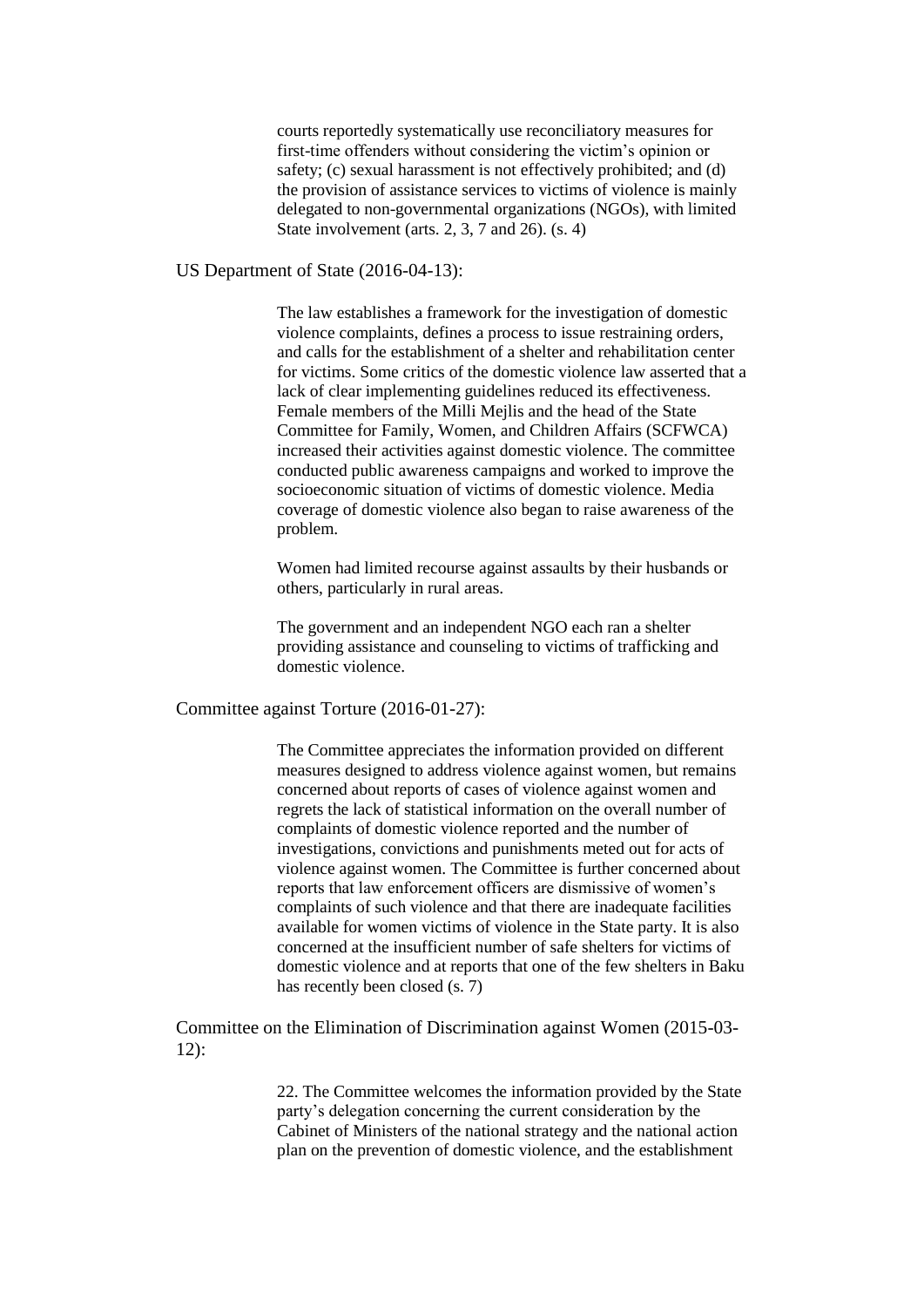courts reportedly systematically use reconciliatory measures for first-time offenders without considering the victim's opinion or safety; (c) sexual harassment is not effectively prohibited; and (d) the provision of assistance services to victims of violence is mainly delegated to non-governmental organizations (NGOs), with limited State involvement (arts. 2, 3, 7 and 26). (s. 4)

US Department of State (2016-04-13):

> The law establishes a framework for the investigation of domestic violence complaints, defines a process to issue restraining orders, and calls for the establishment of a shelter and rehabilitation center for victims. Some critics of the domestic violence law asserted that a lack of clear implementing guidelines reduced its effectiveness. Female members of the Milli Mejlis and the head of the State Committee for Family, Women, and Children Affairs (SCFWCA) increased their activities against domestic violence. The committee conducted public awareness campaigns and worked to improve the socioeconomic situation of victims of domestic violence. Media coverage of domestic violence also began to raise awareness of the problem.
>
> Women had limited recourse against assaults by their husbands or others, particularly in rural areas.
>
> The government and an independent NGO each ran a shelter providing assistance and counseling to victims of trafficking and domestic violence.

Committee against Torture (2016-01-27):

> The Committee appreciates the information provided on different measures designed to address violence against women, but remains concerned about reports of cases of violence against women and regrets the lack of statistical information on the overall number of complaints of domestic violence reported and the number of investigations, convictions and punishments meted out for acts of violence against women. The Committee is further concerned about reports that law enforcement officers are dismissive of women's complaints of such violence and that there are inadequate facilities available for women victims of violence in the State party. It is also concerned at the insufficient number of safe shelters for victims of domestic violence and at reports that one of the few shelters in Baku has recently been closed (s. 7)

Committee on the Elimination of Discrimination against Women (2015-03-12):

> 22. The Committee welcomes the information provided by the State party's delegation concerning the current consideration by the Cabinet of Ministers of the national strategy and the national action plan on the prevention of domestic violence, and the establishment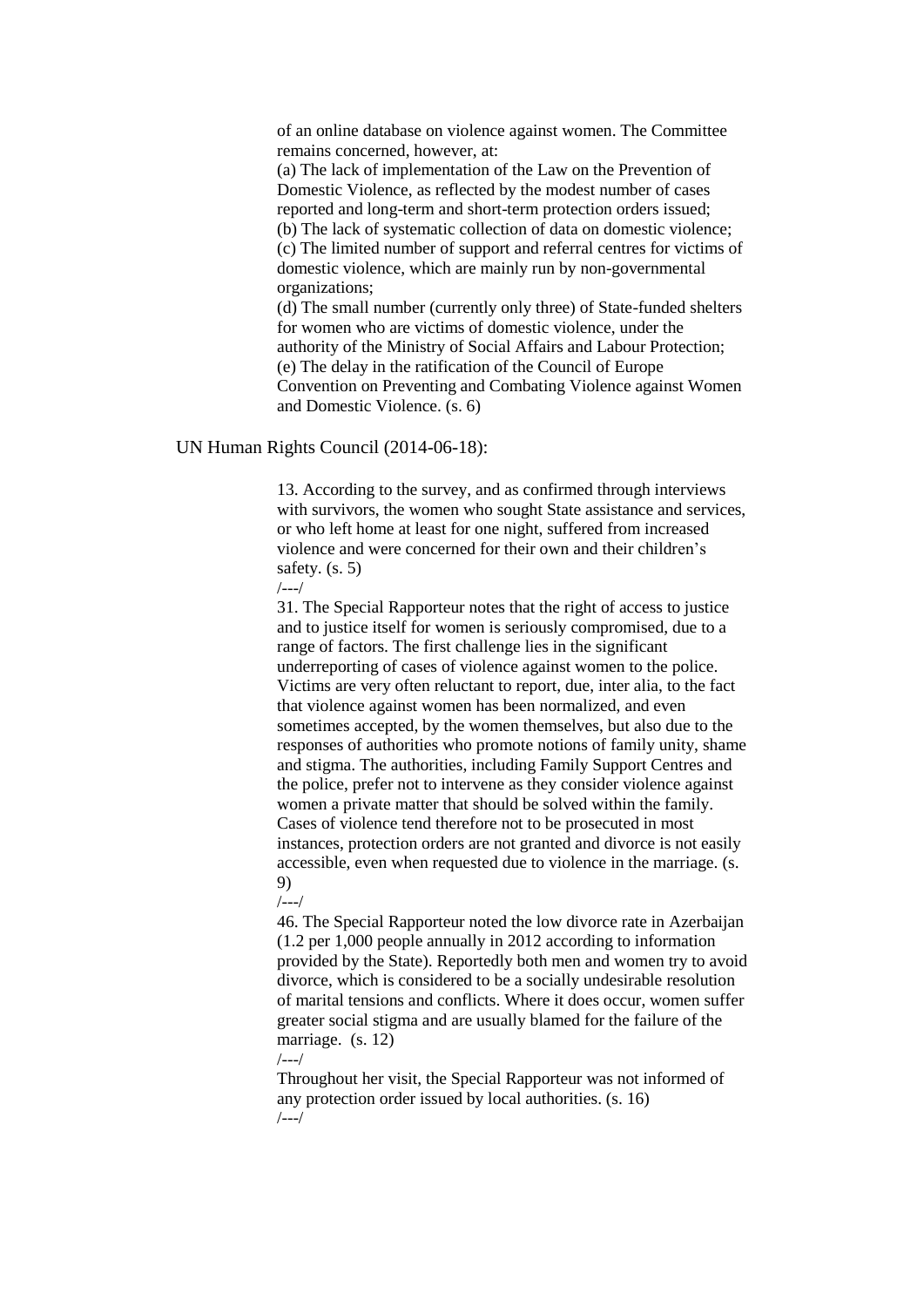of an online database on violence against women. The Committee remains concerned, however, at:

(a) The lack of implementation of the Law on the Prevention of Domestic Violence, as reflected by the modest number of cases reported and long-term and short-term protection orders issued;
(b) The lack of systematic collection of data on domestic violence;
(c) The limited number of support and referral centres for victims of domestic violence, which are mainly run by non-governmental organizations;
(d) The small number (currently only three) of State-funded shelters for women who are victims of domestic violence, under the authority of the Ministry of Social Affairs and Labour Protection;
(e) The delay in the ratification of the Council of Europe Convention on Preventing and Combating Violence against Women and Domestic Violence. (s. 6)

UN Human Rights Council (2014-06-18):

> 13. According to the survey, and as confirmed through interviews with survivors, the women who sought State assistance and services, or who left home at least for one night, suffered from increased violence and were concerned for their own and their children's safety. (s. 5)
>
> /---/
>
> 31. The Special Rapporteur notes that the right of access to justice and to justice itself for women is seriously compromised, due to a range of factors. The first challenge lies in the significant underreporting of cases of violence against women to the police. Victims are very often reluctant to report, due, inter alia, to the fact that violence against women has been normalized, and even sometimes accepted, by the women themselves, but also due to the responses of authorities who promote notions of family unity, shame and stigma. The authorities, including Family Support Centres and the police, prefer not to intervene as they consider violence against women a private matter that should be solved within the family. Cases of violence tend therefore not to be prosecuted in most instances, protection orders are not granted and divorce is not easily accessible, even when requested due to violence in the marriage. (s. 9)
>
> /---/
>
> 46. The Special Rapporteur noted the low divorce rate in Azerbaijan (1.2 per 1,000 people annually in 2012 according to information provided by the State). Reportedly both men and women try to avoid divorce, which is considered to be a socially undesirable resolution of marital tensions and conflicts. Where it does occur, women suffer greater social stigma and are usually blamed for the failure of the marriage. (s. 12)
>
> /---/
>
> Throughout her visit, the Special Rapporteur was not informed of any protection order issued by local authorities. (s. 16)
>
> /---/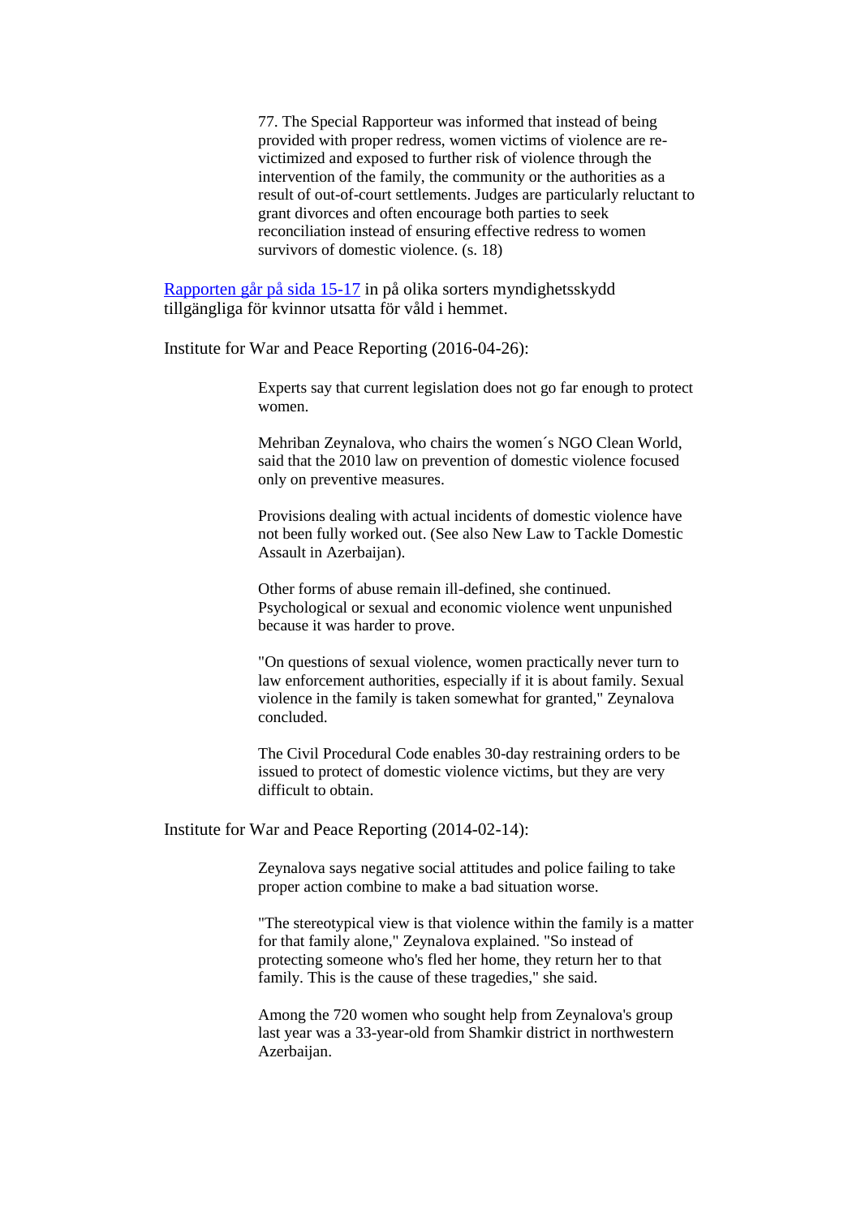> 77. The Special Rapporteur was informed that instead of being provided with proper redress, women victims of violence are re-victimized and exposed to further risk of violence through the intervention of the family, the community or the authorities as a result of out-of-court settlements. Judges are particularly reluctant to grant divorces and often encourage both parties to seek reconciliation instead of ensuring effective redress to women survivors of domestic violence. (s. 18)

[Rapporten går på sida 15-17] in på olika sorters myndighetsskydd tillgängliga för kvinnor utsatta för våld i hemmet.

Institute for War and Peace Reporting (2016-04-26):

> Experts say that current legislation does not go far enough to protect women.
>
> Mehriban Zeynalova, who chairs the women´s NGO Clean World, said that the 2010 law on prevention of domestic violence focused only on preventive measures.
>
> Provisions dealing with actual incidents of domestic violence have not been fully worked out. (See also New Law to Tackle Domestic Assault in Azerbaijan).
>
> Other forms of abuse remain ill-defined, she continued. Psychological or sexual and economic violence went unpunished because it was harder to prove.
>
> "On questions of sexual violence, women practically never turn to law enforcement authorities, especially if it is about family. Sexual violence in the family is taken somewhat for granted," Zeynalova concluded.
>
> The Civil Procedural Code enables 30-day restraining orders to be issued to protect of domestic violence victims, but they are very difficult to obtain.

Institute for War and Peace Reporting (2014-02-14):

> Zeynalova says negative social attitudes and police failing to take proper action combine to make a bad situation worse.
>
> "The stereotypical view is that violence within the family is a matter for that family alone," Zeynalova explained. "So instead of protecting someone who's fled her home, they return her to that family. This is the cause of these tragedies," she said.
>
> Among the 720 women who sought help from Zeynalova's group last year was a 33-year-old from Shamkir district in northwestern Azerbaijan.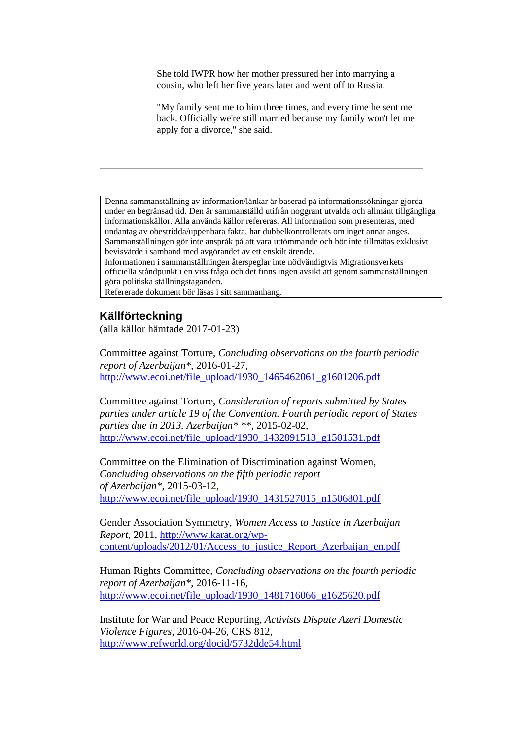She told IWPR how her mother pressured her into marrying a cousin, who left her five years later and went off to Russia.

"My family sent me to him three times, and every time he sent me back. Officially we're still married because my family won't let me apply for a divorce," she said.

---

> Denna sammanställning av information/länkar är baserad på informationssökningar gjorda under en begränsad tid. Den är sammanställd utifrån noggrant utvalda och allmänt tillgängliga informationskällor. Alla använda källor refereras. All information som presenteras, med undantag av obestridda/uppenbara fakta, har dubbelkontrollerats om inget annat anges. Sammanställningen gör inte anspråk på att vara uttömmande och bör inte tillmätas exklusivt bevisvärde i samband med avgörandet av ett enskilt ärende.
> Informationen i sammanställningen återspeglar inte nödvändigtvis Migrationsverkets officiella ståndpunkt i en viss fråga och det finns ingen avsikt att genom sammanställningen göra politiska ställningstaganden.
> Refererade dokument bör läsas i sitt sammanhang.

## Källförteckning

(alla källor hämtade 2017-01-23)

Committee against Torture, *Concluding observations on the fourth periodic report of Azerbaijan**, 2016-01-27, http://www.ecoi.net/file_upload/1930_1465462061_g1601206.pdf

Committee against Torture, *Consideration of reports submitted by States parties under article 19 of the Convention. Fourth periodic report of States parties due in 2013. Azerbaijan* \*\**, 2015-02-02, http://www.ecoi.net/file_upload/1930_1432891513_g1501531.pdf

Committee on the Elimination of Discrimination against Women, *Concluding observations on the fifth periodic report of Azerbaijan**, 2015-03-12, http://www.ecoi.net/file_upload/1930_1431527015_n1506801.pdf

Gender Association Symmetry, *Women Access to Justice in Azerbaijan Report*, 2011, http://www.karat.org/wp-content/uploads/2012/01/Access_to_justice_Report_Azerbaijan_en.pdf

Human Rights Committee, *Concluding observations on the fourth periodic report of Azerbaijan**, 2016-11-16, http://www.ecoi.net/file_upload/1930_1481716066_g1625620.pdf

Institute for War and Peace Reporting, *Activists Dispute Azeri Domestic Violence Figures*, 2016-04-26, CRS 812, http://www.refworld.org/docid/5732dde54.html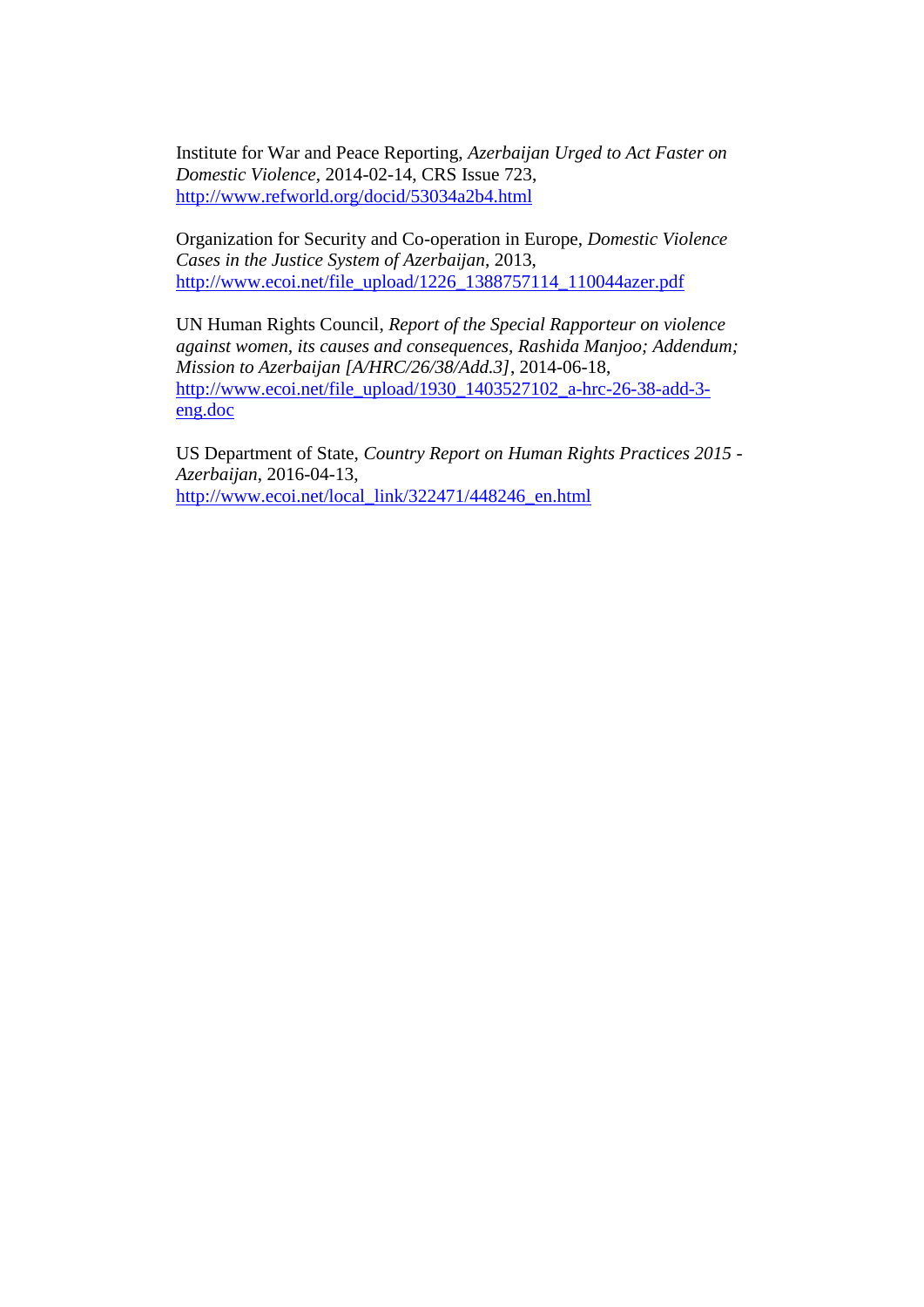Institute for War and Peace Reporting, *Azerbaijan Urged to Act Faster on Domestic Violence*, 2014-02-14, CRS Issue 723, http://www.refworld.org/docid/53034a2b4.html

Organization for Security and Co-operation in Europe, *Domestic Violence Cases in the Justice System of Azerbaijan*, 2013, http://www.ecoi.net/file_upload/1226_1388757114_110044azer.pdf

UN Human Rights Council, *Report of the Special Rapporteur on violence against women, its causes and consequences, Rashida Manjoo; Addendum; Mission to Azerbaijan [A/HRC/26/38/Add.3]*, 2014-06-18, http://www.ecoi.net/file_upload/1930_1403527102_a-hrc-26-38-add-3-eng.doc

US Department of State, *Country Report on Human Rights Practices 2015 - Azerbaijan*, 2016-04-13, http://www.ecoi.net/local_link/322471/448246_en.html